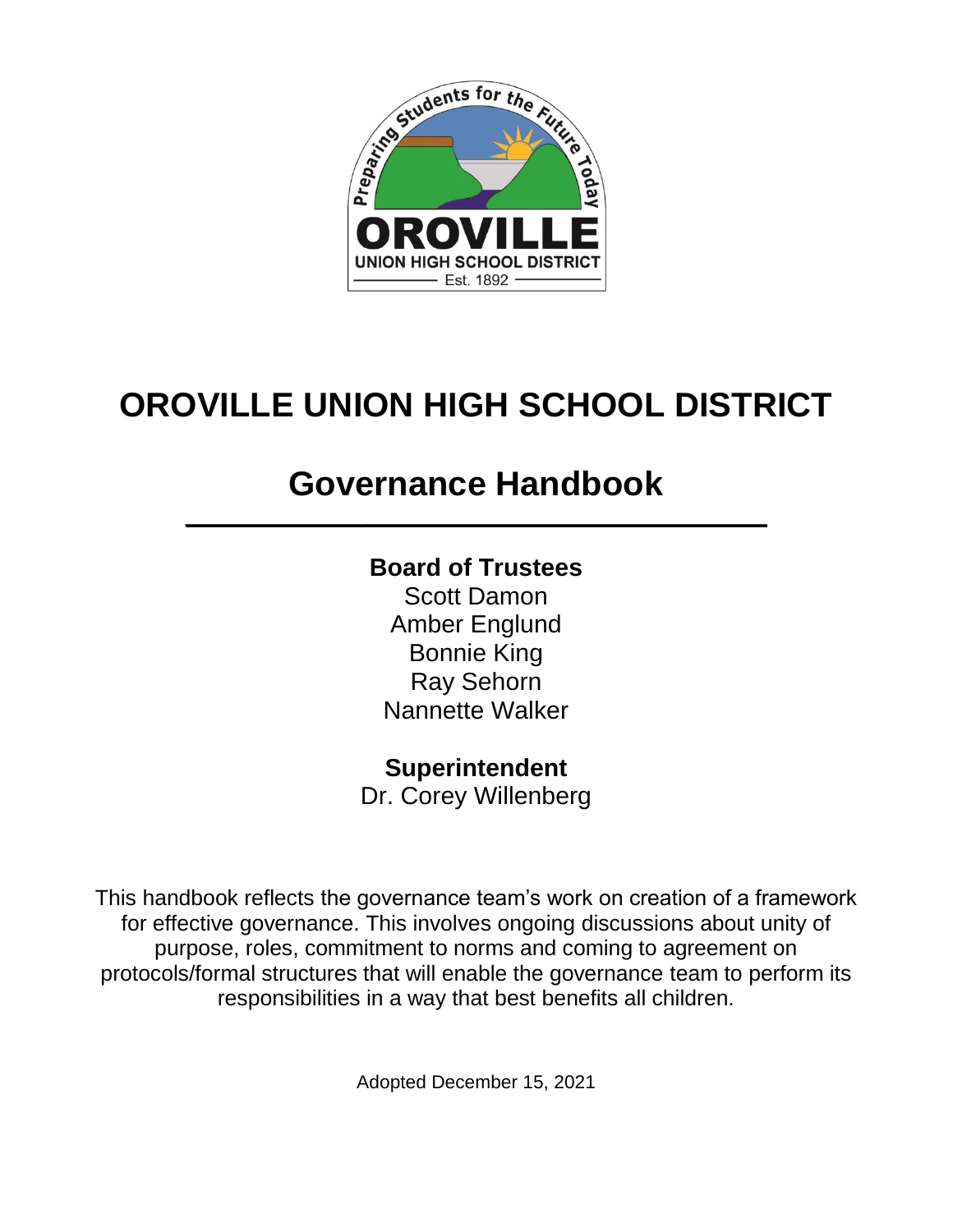# OROVILLE UNION HIGH SCHOOL DISTRICT

## Governance Handbook

**Board of Trustees**

Scott Damon
Amber Englund
Bonnie King
Ray Sehorn
Nannette Walker

**Superintendent**

Dr. Corey Willenberg

This handbook reflects the governance team's work on creation of a framework for effective governance. This involves ongoing discussions about unity of purpose, roles, commitment to norms and coming to agreement on protocols/formal structures that will enable the governance team to perform its responsibilities in a way that best benefits all children.

Adopted December 15, 2021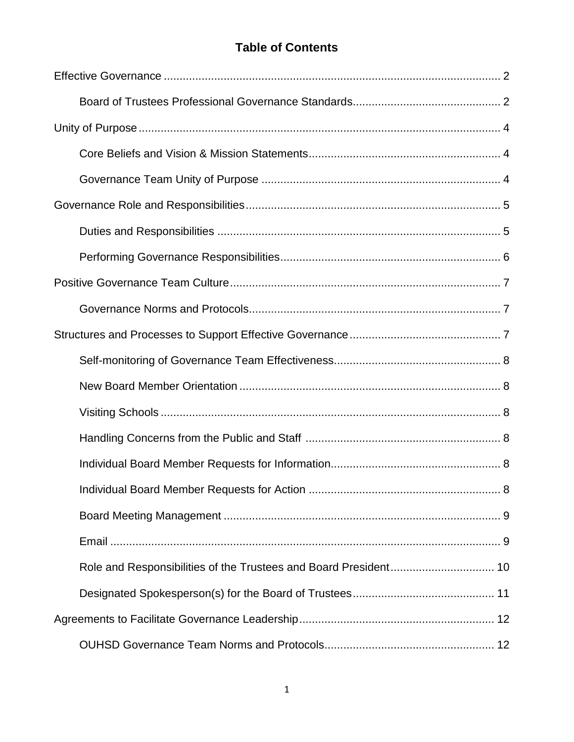# Table of Contents

Effective Governance .......... 2

- Board of Trustees Professional Governance Standards .......... 2

Unity of Purpose .......... 4

- Core Beliefs and Vision & Mission Statements .......... 4
- Governance Team Unity of Purpose .......... 4

Governance Role and Responsibilities .......... 5

- Duties and Responsibilities .......... 5
- Performing Governance Responsibilities .......... 6

Positive Governance Team Culture .......... 7

- Governance Norms and Protocols .......... 7

Structures and Processes to Support Effective Governance .......... 7

- Self-monitoring of Governance Team Effectiveness .......... 8
- New Board Member Orientation .......... 8
- Visiting Schools .......... 8
- Handling Concerns from the Public and Staff .......... 8
- Individual Board Member Requests for Information .......... 8
- Individual Board Member Requests for Action .......... 8
- Board Meeting Management .......... 9
- Email .......... 9
- Role and Responsibilities of the Trustees and Board President .......... 10
- Designated Spokesperson(s) for the Board of Trustees .......... 11

Agreements to Facilitate Governance Leadership .......... 12

- OUHSD Governance Team Norms and Protocols .......... 12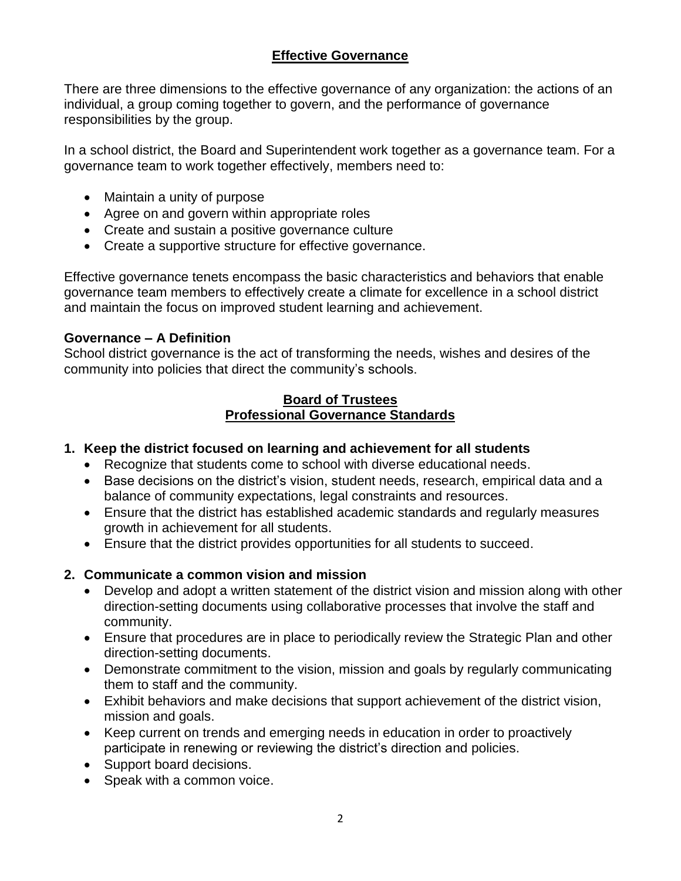## Effective Governance

There are three dimensions to the effective governance of any organization: the actions of an individual, a group coming together to govern, and the performance of governance responsibilities by the group.

In a school district, the Board and Superintendent work together as a governance team. For a governance team to work together effectively, members need to:

- Maintain a unity of purpose
- Agree on and govern within appropriate roles
- Create and sustain a positive governance culture
- Create a supportive structure for effective governance.

Effective governance tenets encompass the basic characteristics and behaviors that enable governance team members to effectively create a climate for excellence in a school district and maintain the focus on improved student learning and achievement.

**Governance – A Definition**

School district governance is the act of transforming the needs, wishes and desires of the community into policies that direct the community's schools.

## Board of Trustees
## Professional Governance Standards

**1. Keep the district focused on learning and achievement for all students**

- Recognize that students come to school with diverse educational needs.
- Base decisions on the district's vision, student needs, research, empirical data and a balance of community expectations, legal constraints and resources.
- Ensure that the district has established academic standards and regularly measures growth in achievement for all students.
- Ensure that the district provides opportunities for all students to succeed.

**2. Communicate a common vision and mission**

- Develop and adopt a written statement of the district vision and mission along with other direction-setting documents using collaborative processes that involve the staff and community.
- Ensure that procedures are in place to periodically review the Strategic Plan and other direction-setting documents.
- Demonstrate commitment to the vision, mission and goals by regularly communicating them to staff and the community.
- Exhibit behaviors and make decisions that support achievement of the district vision, mission and goals.
- Keep current on trends and emerging needs in education in order to proactively participate in renewing or reviewing the district's direction and policies.
- Support board decisions.
- Speak with a common voice.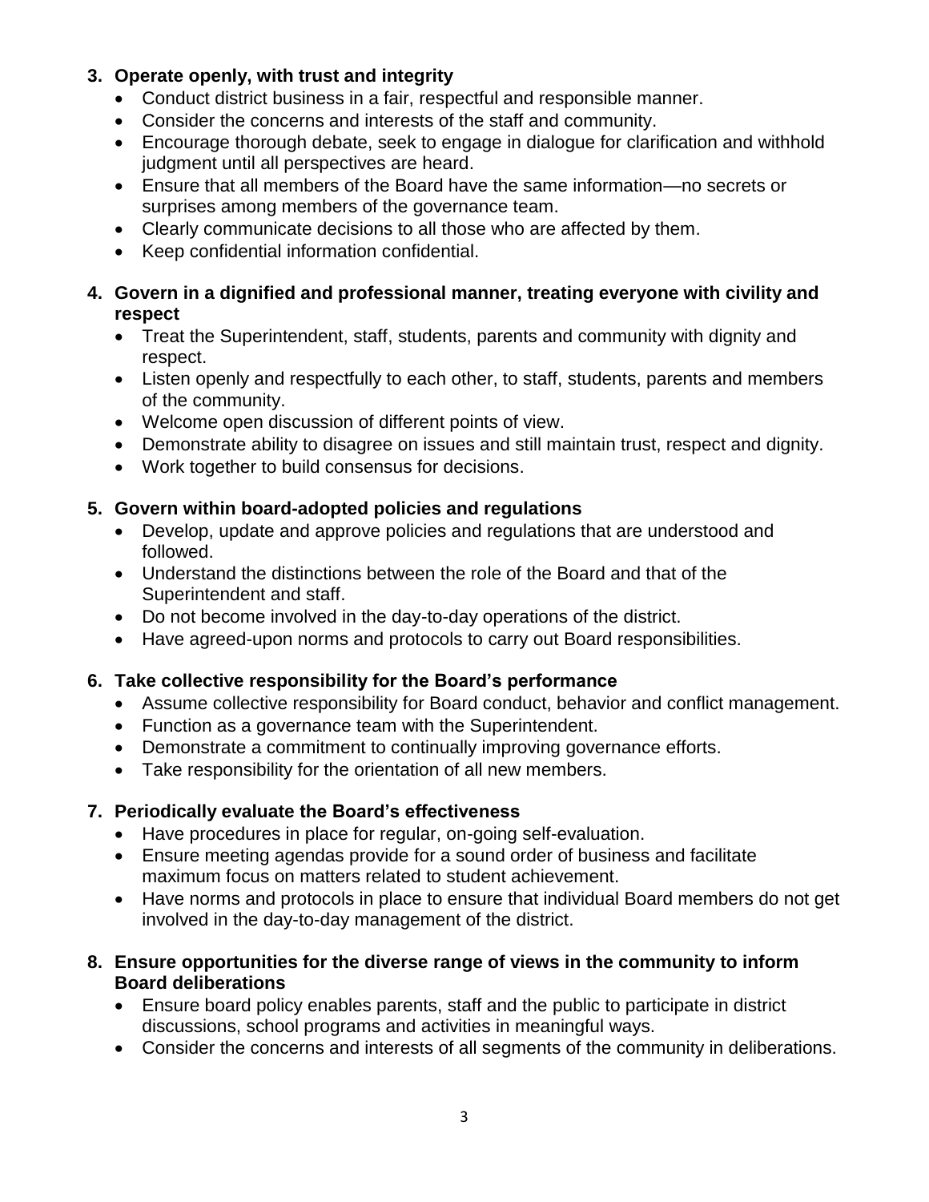3. **Operate openly, with trust and integrity**
   - Conduct district business in a fair, respectful and responsible manner.
   - Consider the concerns and interests of the staff and community.
   - Encourage thorough debate, seek to engage in dialogue for clarification and withhold judgment until all perspectives are heard.
   - Ensure that all members of the Board have the same information—no secrets or surprises among members of the governance team.
   - Clearly communicate decisions to all those who are affected by them.
   - Keep confidential information confidential.

4. **Govern in a dignified and professional manner, treating everyone with civility and respect**
   - Treat the Superintendent, staff, students, parents and community with dignity and respect.
   - Listen openly and respectfully to each other, to staff, students, parents and members of the community.
   - Welcome open discussion of different points of view.
   - Demonstrate ability to disagree on issues and still maintain trust, respect and dignity.
   - Work together to build consensus for decisions.

5. **Govern within board-adopted policies and regulations**
   - Develop, update and approve policies and regulations that are understood and followed.
   - Understand the distinctions between the role of the Board and that of the Superintendent and staff.
   - Do not become involved in the day-to-day operations of the district.
   - Have agreed-upon norms and protocols to carry out Board responsibilities.

6. **Take collective responsibility for the Board's performance**
   - Assume collective responsibility for Board conduct, behavior and conflict management.
   - Function as a governance team with the Superintendent.
   - Demonstrate a commitment to continually improving governance efforts.
   - Take responsibility for the orientation of all new members.

7. **Periodically evaluate the Board's effectiveness**
   - Have procedures in place for regular, on-going self-evaluation.
   - Ensure meeting agendas provide for a sound order of business and facilitate maximum focus on matters related to student achievement.
   - Have norms and protocols in place to ensure that individual Board members do not get involved in the day-to-day management of the district.

8. **Ensure opportunities for the diverse range of views in the community to inform Board deliberations**
   - Ensure board policy enables parents, staff and the public to participate in district discussions, school programs and activities in meaningful ways.
   - Consider the concerns and interests of all segments of the community in deliberations.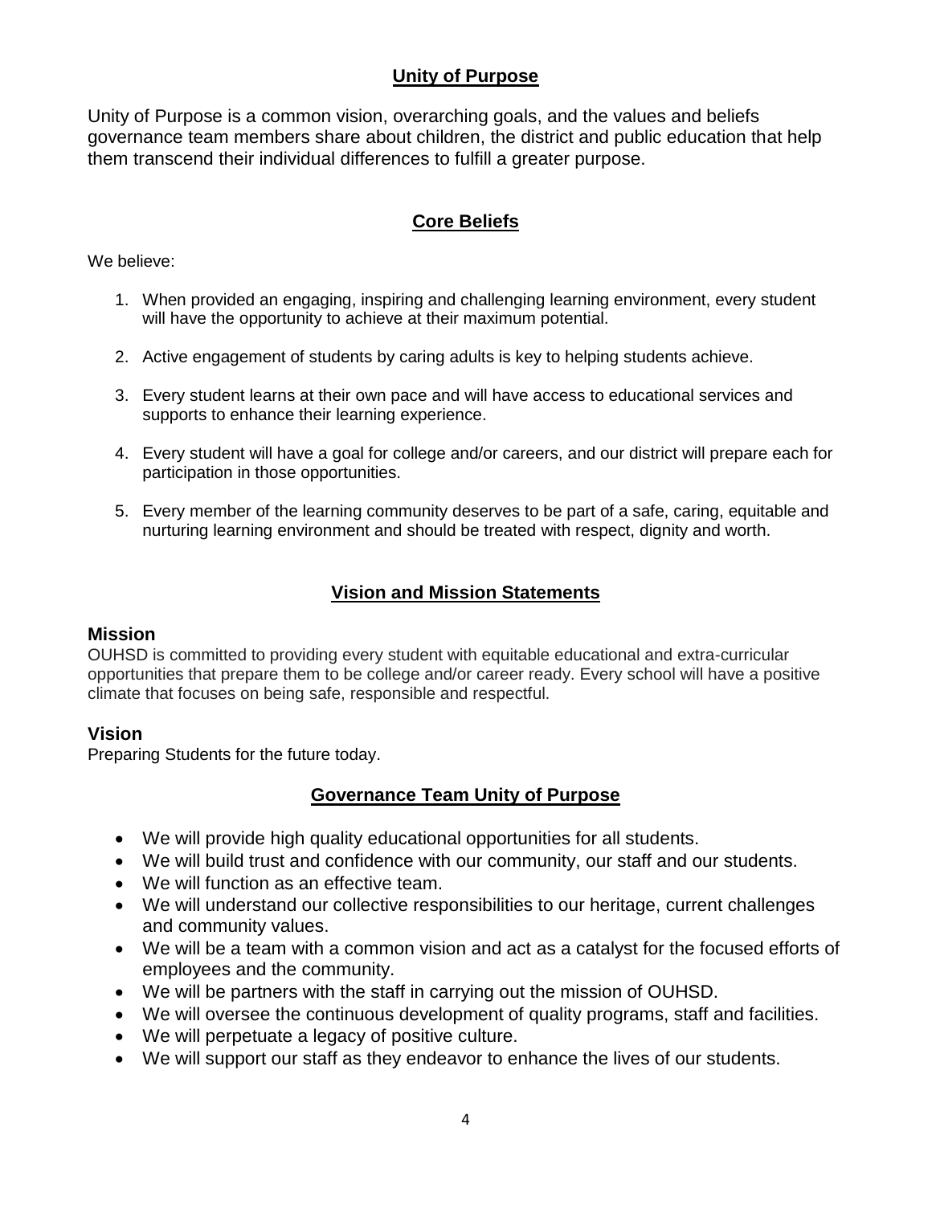## Unity of Purpose

Unity of Purpose is a common vision, overarching goals, and the values and beliefs governance team members share about children, the district and public education that help them transcend their individual differences to fulfill a greater purpose.

## Core Beliefs

We believe:

1. When provided an engaging, inspiring and challenging learning environment, every student will have the opportunity to achieve at their maximum potential.
2. Active engagement of students by caring adults is key to helping students achieve.
3. Every student learns at their own pace and will have access to educational services and supports to enhance their learning experience.
4. Every student will have a goal for college and/or careers, and our district will prepare each for participation in those opportunities.
5. Every member of the learning community deserves to be part of a safe, caring, equitable and nurturing learning environment and should be treated with respect, dignity and worth.

## Vision and Mission Statements

### Mission

OUHSD is committed to providing every student with equitable educational and extra-curricular opportunities that prepare them to be college and/or career ready. Every school will have a positive climate that focuses on being safe, responsible and respectful.

### Vision

Preparing Students for the future today.

## Governance Team Unity of Purpose

- We will provide high quality educational opportunities for all students.
- We will build trust and confidence with our community, our staff and our students.
- We will function as an effective team.
- We will understand our collective responsibilities to our heritage, current challenges and community values.
- We will be a team with a common vision and act as a catalyst for the focused efforts of employees and the community.
- We will be partners with the staff in carrying out the mission of OUHSD.
- We will oversee the continuous development of quality programs, staff and facilities.
- We will perpetuate a legacy of positive culture.
- We will support our staff as they endeavor to enhance the lives of our students.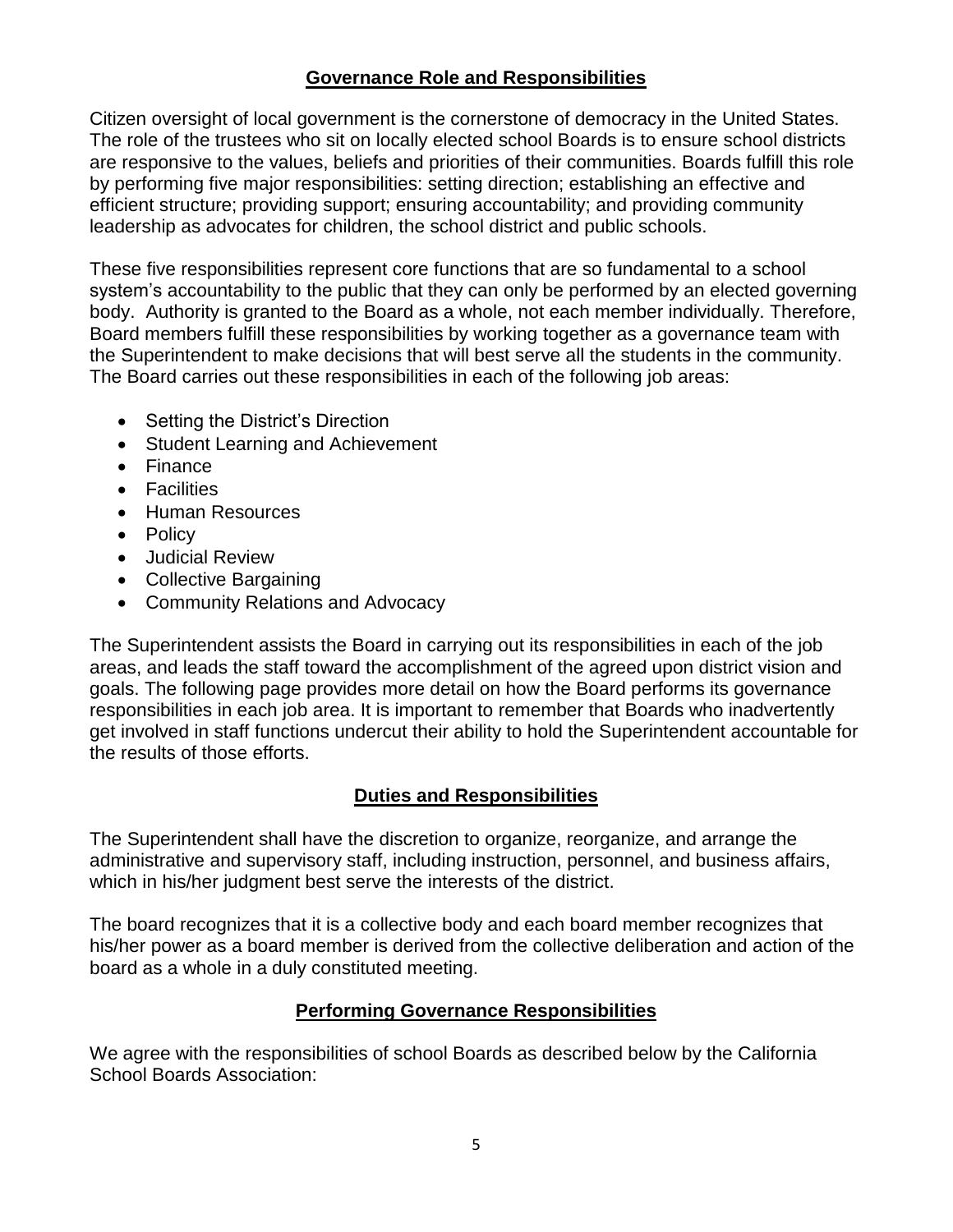## Governance Role and Responsibilities

Citizen oversight of local government is the cornerstone of democracy in the United States. The role of the trustees who sit on locally elected school Boards is to ensure school districts are responsive to the values, beliefs and priorities of their communities. Boards fulfill this role by performing five major responsibilities: setting direction; establishing an effective and efficient structure; providing support; ensuring accountability; and providing community leadership as advocates for children, the school district and public schools.

These five responsibilities represent core functions that are so fundamental to a school system's accountability to the public that they can only be performed by an elected governing body. Authority is granted to the Board as a whole, not each member individually. Therefore, Board members fulfill these responsibilities by working together as a governance team with the Superintendent to make decisions that will best serve all the students in the community. The Board carries out these responsibilities in each of the following job areas:

- Setting the District's Direction
- Student Learning and Achievement
- Finance
- Facilities
- Human Resources
- Policy
- Judicial Review
- Collective Bargaining
- Community Relations and Advocacy

The Superintendent assists the Board in carrying out its responsibilities in each of the job areas, and leads the staff toward the accomplishment of the agreed upon district vision and goals. The following page provides more detail on how the Board performs its governance responsibilities in each job area. It is important to remember that Boards who inadvertently get involved in staff functions undercut their ability to hold the Superintendent accountable for the results of those efforts.

## Duties and Responsibilities

The Superintendent shall have the discretion to organize, reorganize, and arrange the administrative and supervisory staff, including instruction, personnel, and business affairs, which in his/her judgment best serve the interests of the district.

The board recognizes that it is a collective body and each board member recognizes that his/her power as a board member is derived from the collective deliberation and action of the board as a whole in a duly constituted meeting.

## Performing Governance Responsibilities

We agree with the responsibilities of school Boards as described below by the California School Boards Association: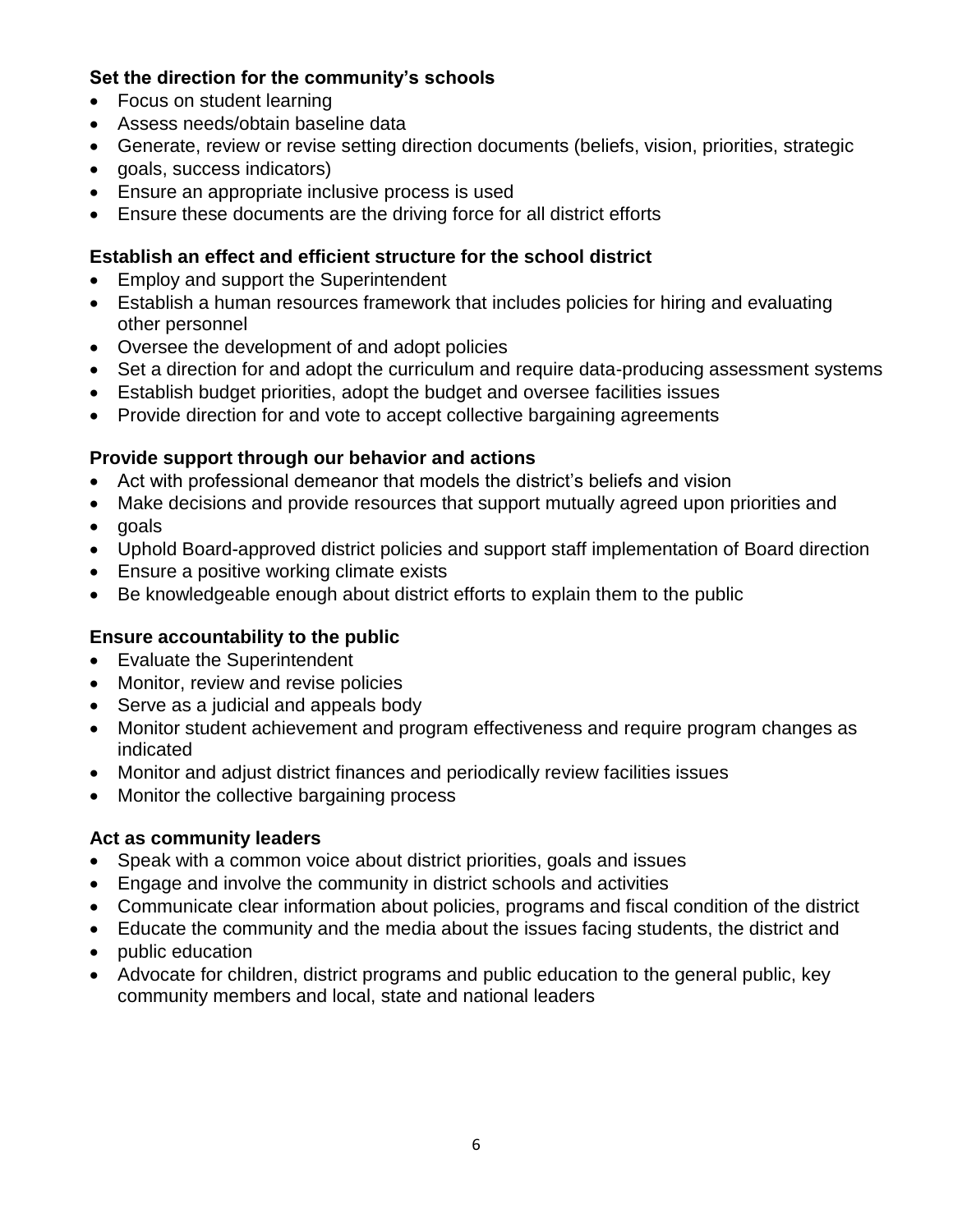**Set the direction for the community's schools**

- Focus on student learning
- Assess needs/obtain baseline data
- Generate, review or revise setting direction documents (beliefs, vision, priorities, strategic
- goals, success indicators)
- Ensure an appropriate inclusive process is used
- Ensure these documents are the driving force for all district efforts

**Establish an effect and efficient structure for the school district**

- Employ and support the Superintendent
- Establish a human resources framework that includes policies for hiring and evaluating other personnel
- Oversee the development of and adopt policies
- Set a direction for and adopt the curriculum and require data-producing assessment systems
- Establish budget priorities, adopt the budget and oversee facilities issues
- Provide direction for and vote to accept collective bargaining agreements

**Provide support through our behavior and actions**

- Act with professional demeanor that models the district's beliefs and vision
- Make decisions and provide resources that support mutually agreed upon priorities and
- goals
- Uphold Board-approved district policies and support staff implementation of Board direction
- Ensure a positive working climate exists
- Be knowledgeable enough about district efforts to explain them to the public

**Ensure accountability to the public**

- Evaluate the Superintendent
- Monitor, review and revise policies
- Serve as a judicial and appeals body
- Monitor student achievement and program effectiveness and require program changes as indicated
- Monitor and adjust district finances and periodically review facilities issues
- Monitor the collective bargaining process

**Act as community leaders**

- Speak with a common voice about district priorities, goals and issues
- Engage and involve the community in district schools and activities
- Communicate clear information about policies, programs and fiscal condition of the district
- Educate the community and the media about the issues facing students, the district and
- public education
- Advocate for children, district programs and public education to the general public, key community members and local, state and national leaders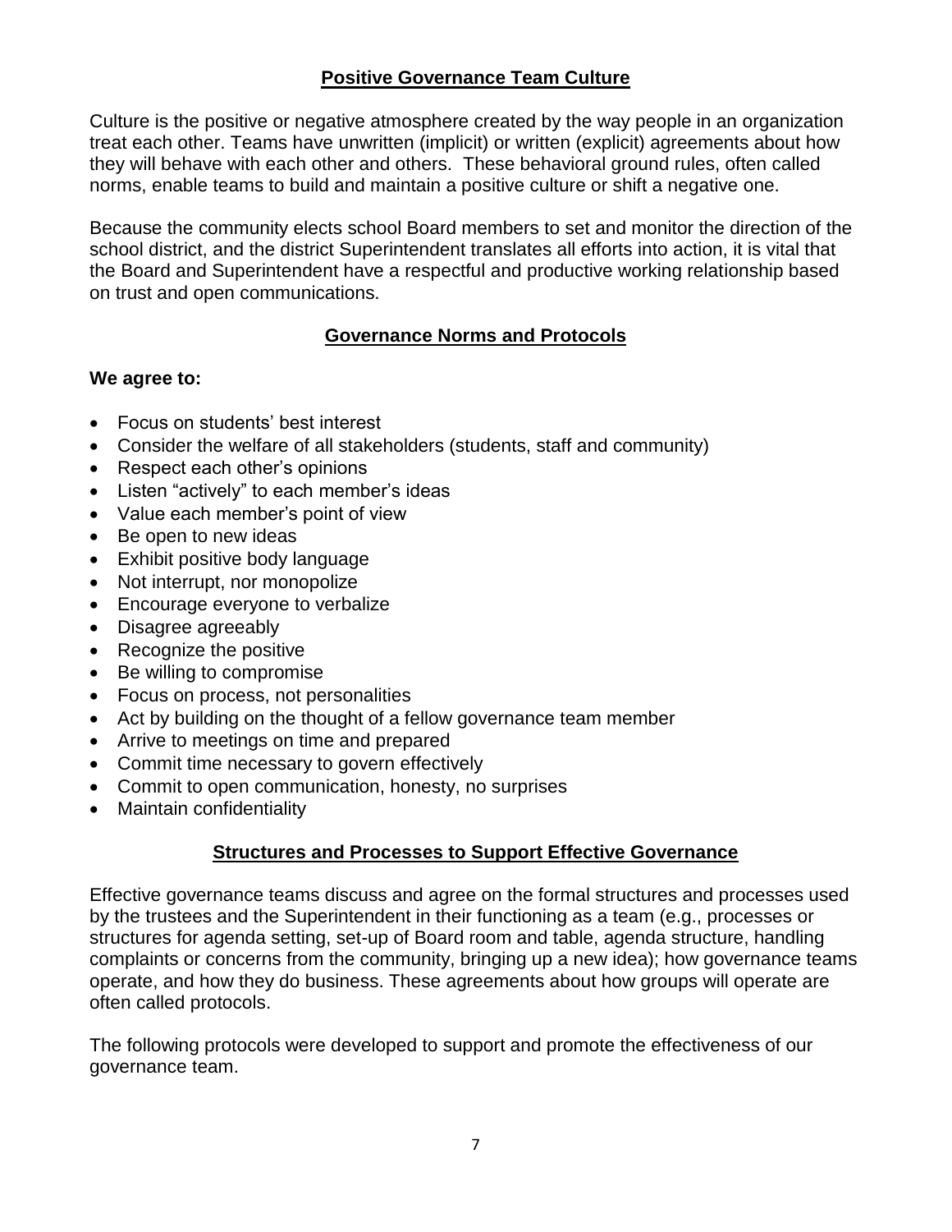## Positive Governance Team Culture

Culture is the positive or negative atmosphere created by the way people in an organization treat each other. Teams have unwritten (implicit) or written (explicit) agreements about how they will behave with each other and others. These behavioral ground rules, often called norms, enable teams to build and maintain a positive culture or shift a negative one.

Because the community elects school Board members to set and monitor the direction of the school district, and the district Superintendent translates all efforts into action, it is vital that the Board and Superintendent have a respectful and productive working relationship based on trust and open communications.

## Governance Norms and Protocols

**We agree to:**

- Focus on students' best interest
- Consider the welfare of all stakeholders (students, staff and community)
- Respect each other's opinions
- Listen "actively" to each member's ideas
- Value each member's point of view
- Be open to new ideas
- Exhibit positive body language
- Not interrupt, nor monopolize
- Encourage everyone to verbalize
- Disagree agreeably
- Recognize the positive
- Be willing to compromise
- Focus on process, not personalities
- Act by building on the thought of a fellow governance team member
- Arrive to meetings on time and prepared
- Commit time necessary to govern effectively
- Commit to open communication, honesty, no surprises
- Maintain confidentiality

## Structures and Processes to Support Effective Governance

Effective governance teams discuss and agree on the formal structures and processes used by the trustees and the Superintendent in their functioning as a team (e.g., processes or structures for agenda setting, set-up of Board room and table, agenda structure, handling complaints or concerns from the community, bringing up a new idea); how governance teams operate, and how they do business. These agreements about how groups will operate are often called protocols.

The following protocols were developed to support and promote the effectiveness of our governance team.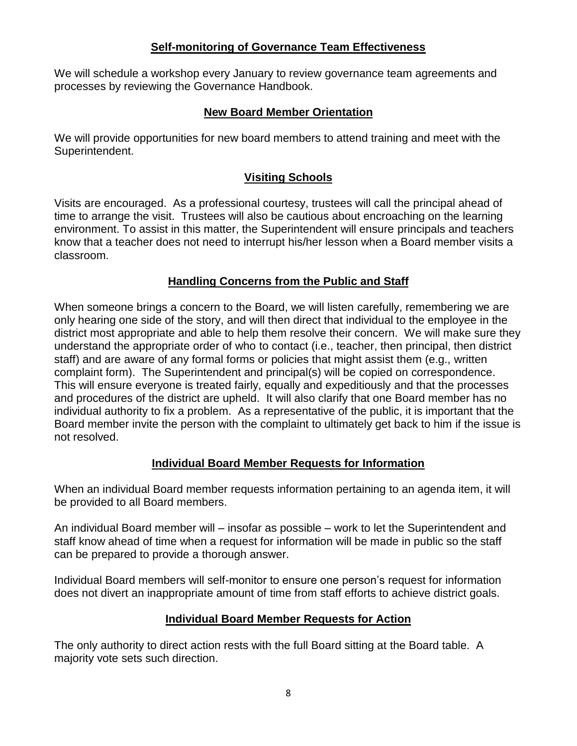## Self-monitoring of Governance Team Effectiveness

We will schedule a workshop every January to review governance team agreements and processes by reviewing the Governance Handbook.

## New Board Member Orientation

We will provide opportunities for new board members to attend training and meet with the Superintendent.

## Visiting Schools

Visits are encouraged. As a professional courtesy, trustees will call the principal ahead of time to arrange the visit. Trustees will also be cautious about encroaching on the learning environment. To assist in this matter, the Superintendent will ensure principals and teachers know that a teacher does not need to interrupt his/her lesson when a Board member visits a classroom.

## Handling Concerns from the Public and Staff

When someone brings a concern to the Board, we will listen carefully, remembering we are only hearing one side of the story, and will then direct that individual to the employee in the district most appropriate and able to help them resolve their concern. We will make sure they understand the appropriate order of who to contact (i.e., teacher, then principal, then district staff) and are aware of any formal forms or policies that might assist them (e.g., written complaint form). The Superintendent and principal(s) will be copied on correspondence. This will ensure everyone is treated fairly, equally and expeditiously and that the processes and procedures of the district are upheld. It will also clarify that one Board member has no individual authority to fix a problem. As a representative of the public, it is important that the Board member invite the person with the complaint to ultimately get back to him if the issue is not resolved.

## Individual Board Member Requests for Information

When an individual Board member requests information pertaining to an agenda item, it will be provided to all Board members.

An individual Board member will – insofar as possible – work to let the Superintendent and staff know ahead of time when a request for information will be made in public so the staff can be prepared to provide a thorough answer.

Individual Board members will self-monitor to ensure one person's request for information does not divert an inappropriate amount of time from staff efforts to achieve district goals.

## Individual Board Member Requests for Action

The only authority to direct action rests with the full Board sitting at the Board table. A majority vote sets such direction.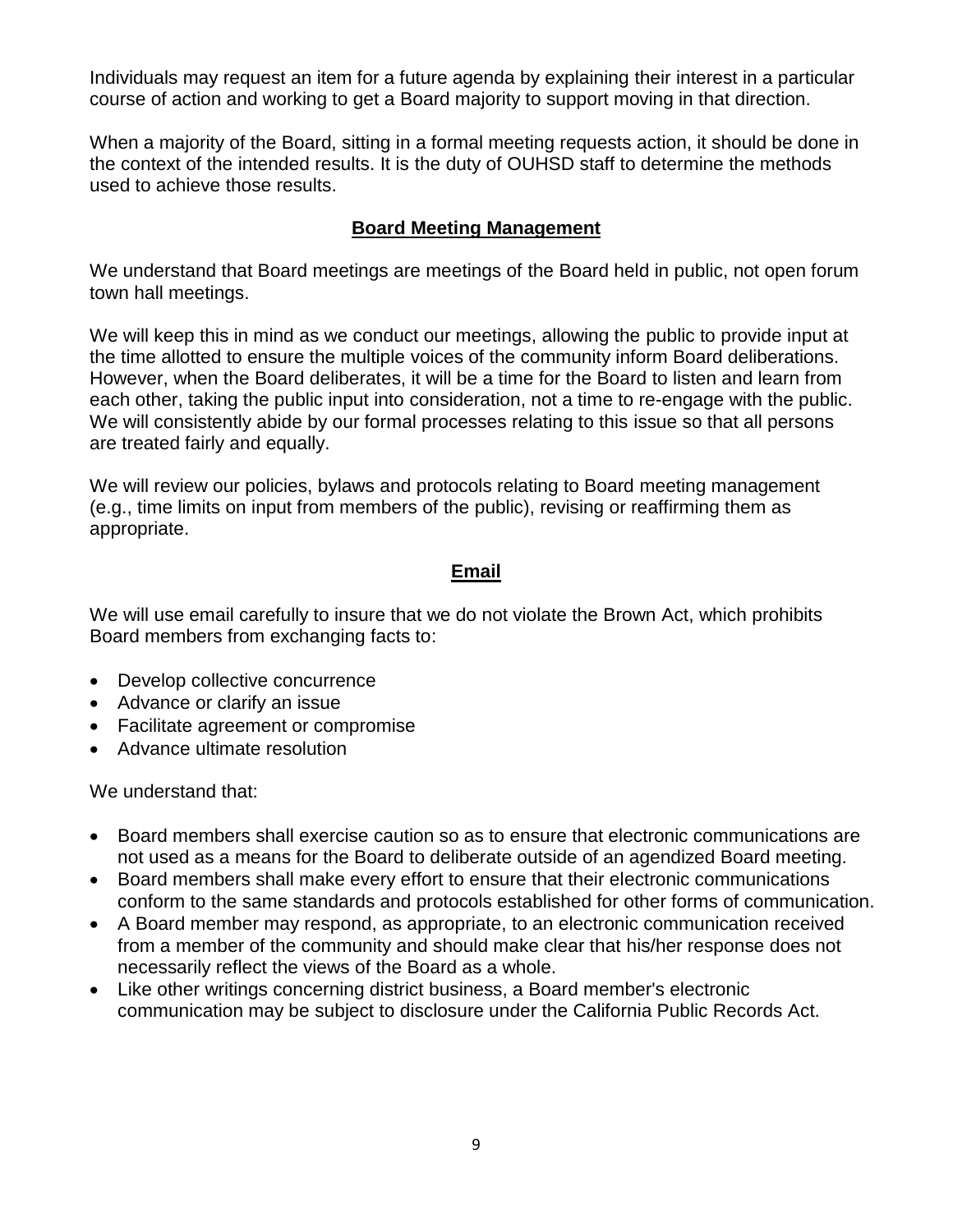Individuals may request an item for a future agenda by explaining their interest in a particular course of action and working to get a Board majority to support moving in that direction.

When a majority of the Board, sitting in a formal meeting requests action, it should be done in the context of the intended results. It is the duty of OUHSD staff to determine the methods used to achieve those results.

## Board Meeting Management

We understand that Board meetings are meetings of the Board held in public, not open forum town hall meetings.

We will keep this in mind as we conduct our meetings, allowing the public to provide input at the time allotted to ensure the multiple voices of the community inform Board deliberations. However, when the Board deliberates, it will be a time for the Board to listen and learn from each other, taking the public input into consideration, not a time to re-engage with the public. We will consistently abide by our formal processes relating to this issue so that all persons are treated fairly and equally.

We will review our policies, bylaws and protocols relating to Board meeting management (e.g., time limits on input from members of the public), revising or reaffirming them as appropriate.

## Email

We will use email carefully to insure that we do not violate the Brown Act, which prohibits Board members from exchanging facts to:

- Develop collective concurrence
- Advance or clarify an issue
- Facilitate agreement or compromise
- Advance ultimate resolution

We understand that:

- Board members shall exercise caution so as to ensure that electronic communications are not used as a means for the Board to deliberate outside of an agendized Board meeting.
- Board members shall make every effort to ensure that their electronic communications conform to the same standards and protocols established for other forms of communication.
- A Board member may respond, as appropriate, to an electronic communication received from a member of the community and should make clear that his/her response does not necessarily reflect the views of the Board as a whole.
- Like other writings concerning district business, a Board member's electronic communication may be subject to disclosure under the California Public Records Act.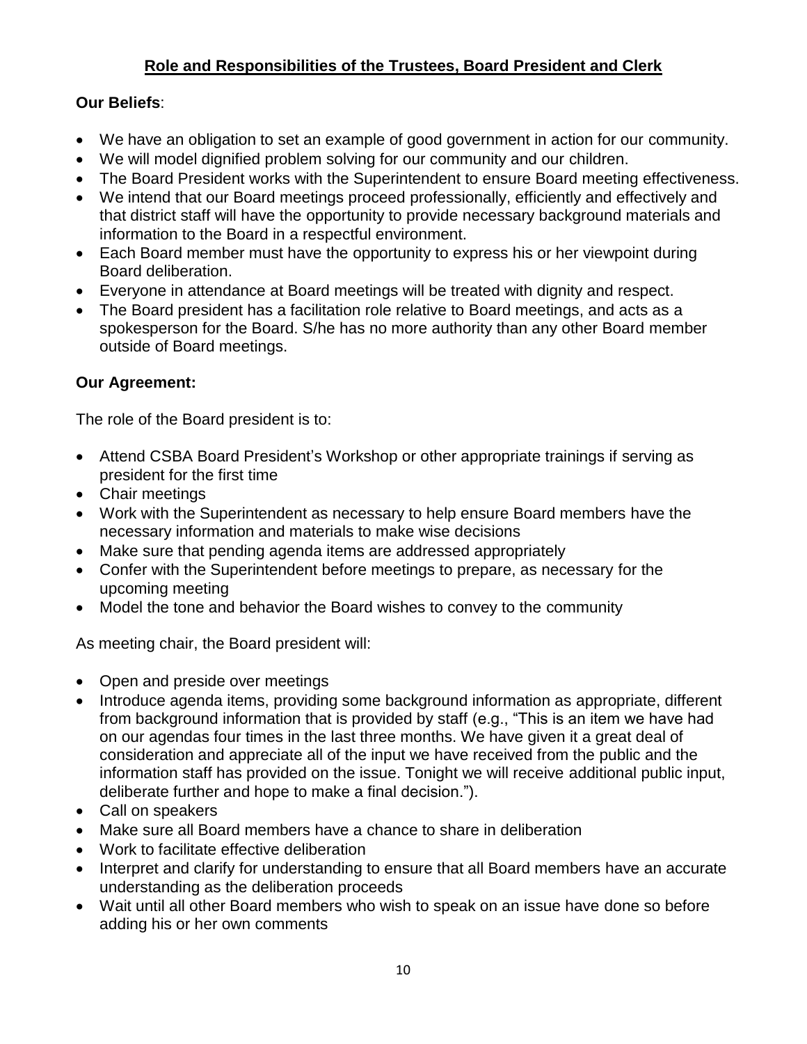## Role and Responsibilities of the Trustees, Board President and Clerk

**Our Beliefs**:

- We have an obligation to set an example of good government in action for our community.
- We will model dignified problem solving for our community and our children.
- The Board President works with the Superintendent to ensure Board meeting effectiveness.
- We intend that our Board meetings proceed professionally, efficiently and effectively and that district staff will have the opportunity to provide necessary background materials and information to the Board in a respectful environment.
- Each Board member must have the opportunity to express his or her viewpoint during Board deliberation.
- Everyone in attendance at Board meetings will be treated with dignity and respect.
- The Board president has a facilitation role relative to Board meetings, and acts as a spokesperson for the Board. S/he has no more authority than any other Board member outside of Board meetings.

**Our Agreement:**

The role of the Board president is to:

- Attend CSBA Board President's Workshop or other appropriate trainings if serving as president for the first time
- Chair meetings
- Work with the Superintendent as necessary to help ensure Board members have the necessary information and materials to make wise decisions
- Make sure that pending agenda items are addressed appropriately
- Confer with the Superintendent before meetings to prepare, as necessary for the upcoming meeting
- Model the tone and behavior the Board wishes to convey to the community

As meeting chair, the Board president will:

- Open and preside over meetings
- Introduce agenda items, providing some background information as appropriate, different from background information that is provided by staff (e.g., "This is an item we have had on our agendas four times in the last three months. We have given it a great deal of consideration and appreciate all of the input we have received from the public and the information staff has provided on the issue. Tonight we will receive additional public input, deliberate further and hope to make a final decision.").
- Call on speakers
- Make sure all Board members have a chance to share in deliberation
- Work to facilitate effective deliberation
- Interpret and clarify for understanding to ensure that all Board members have an accurate understanding as the deliberation proceeds
- Wait until all other Board members who wish to speak on an issue have done so before adding his or her own comments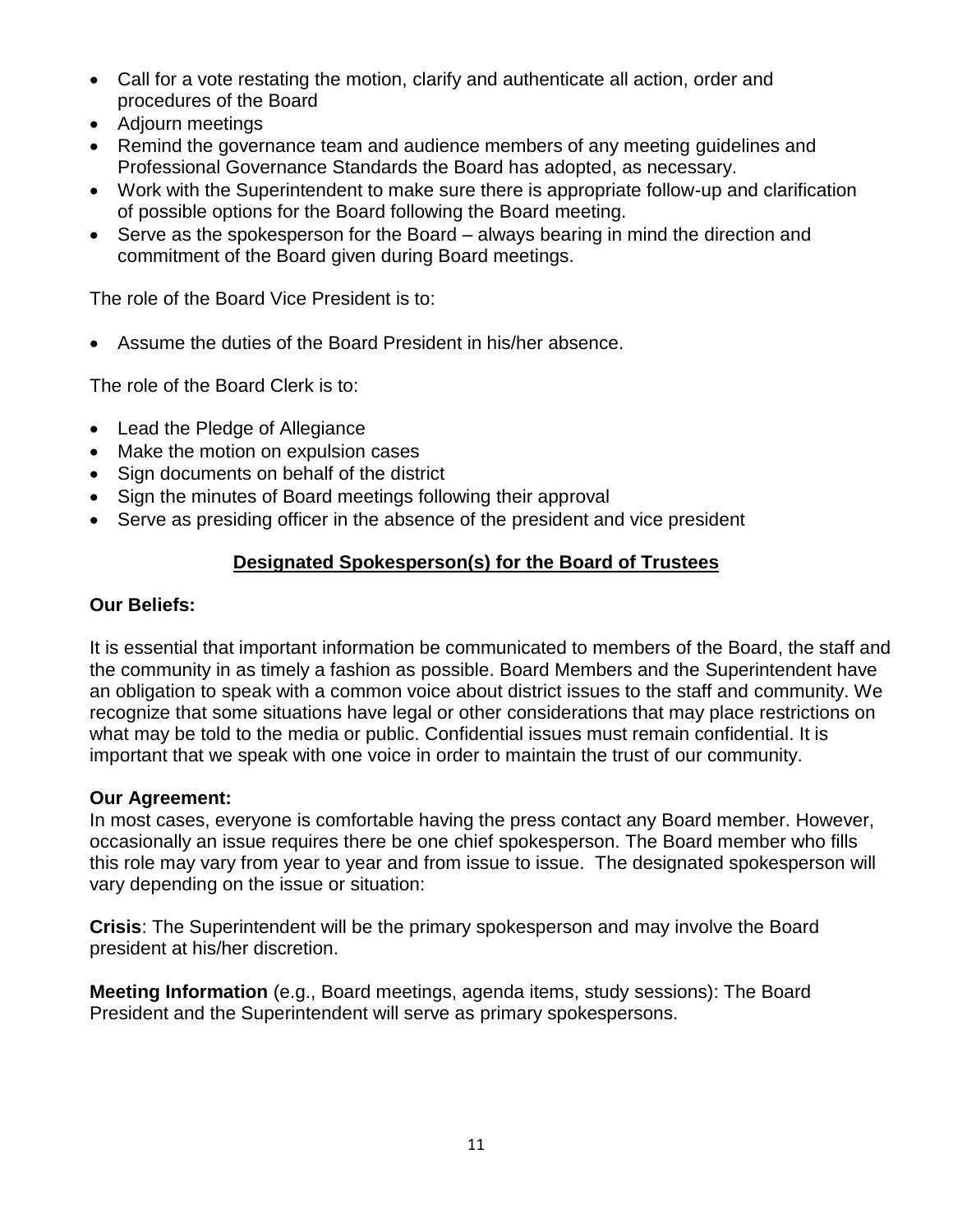- Call for a vote restating the motion, clarify and authenticate all action, order and procedures of the Board
- Adjourn meetings
- Remind the governance team and audience members of any meeting guidelines and Professional Governance Standards the Board has adopted, as necessary.
- Work with the Superintendent to make sure there is appropriate follow-up and clarification of possible options for the Board following the Board meeting.
- Serve as the spokesperson for the Board – always bearing in mind the direction and commitment of the Board given during Board meetings.

The role of the Board Vice President is to:

- Assume the duties of the Board President in his/her absence.

The role of the Board Clerk is to:

- Lead the Pledge of Allegiance
- Make the motion on expulsion cases
- Sign documents on behalf of the district
- Sign the minutes of Board meetings following their approval
- Serve as presiding officer in the absence of the president and vice president

## Designated Spokesperson(s) for the Board of Trustees

**Our Beliefs:**

It is essential that important information be communicated to members of the Board, the staff and the community in as timely a fashion as possible. Board Members and the Superintendent have an obligation to speak with a common voice about district issues to the staff and community. We recognize that some situations have legal or other considerations that may place restrictions on what may be told to the media or public. Confidential issues must remain confidential. It is important that we speak with one voice in order to maintain the trust of our community.

**Our Agreement:**
In most cases, everyone is comfortable having the press contact any Board member. However, occasionally an issue requires there be one chief spokesperson. The Board member who fills this role may vary from year to year and from issue to issue. The designated spokesperson will vary depending on the issue or situation:

**Crisis**: The Superintendent will be the primary spokesperson and may involve the Board president at his/her discretion.

**Meeting Information** (e.g., Board meetings, agenda items, study sessions): The Board President and the Superintendent will serve as primary spokespersons.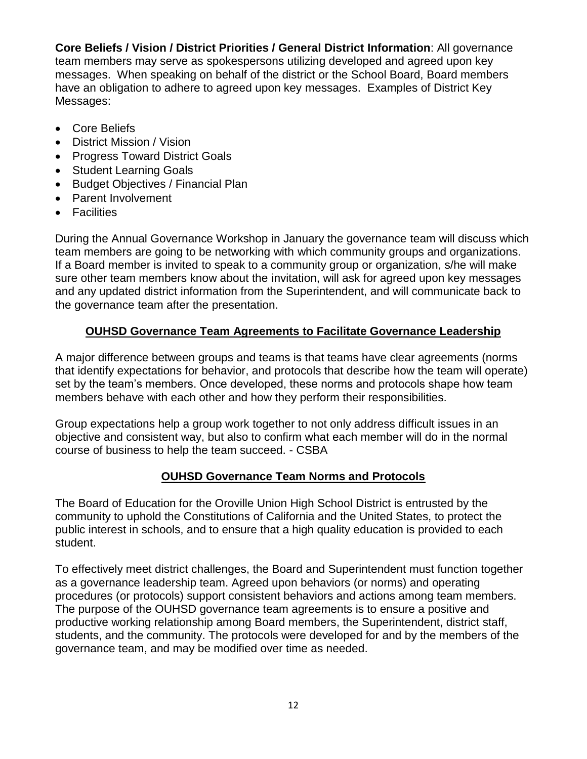**Core Beliefs / Vision / District Priorities / General District Information**: All governance team members may serve as spokespersons utilizing developed and agreed upon key messages. When speaking on behalf of the district or the School Board, Board members have an obligation to adhere to agreed upon key messages. Examples of District Key Messages:

- Core Beliefs
- District Mission / Vision
- Progress Toward District Goals
- Student Learning Goals
- Budget Objectives / Financial Plan
- Parent Involvement
- Facilities

During the Annual Governance Workshop in January the governance team will discuss which team members are going to be networking with which community groups and organizations. If a Board member is invited to speak to a community group or organization, s/he will make sure other team members know about the invitation, will ask for agreed upon key messages and any updated district information from the Superintendent, and will communicate back to the governance team after the presentation.

## OUHSD Governance Team Agreements to Facilitate Governance Leadership

A major difference between groups and teams is that teams have clear agreements (norms that identify expectations for behavior, and protocols that describe how the team will operate) set by the team's members. Once developed, these norms and protocols shape how team members behave with each other and how they perform their responsibilities.

Group expectations help a group work together to not only address difficult issues in an objective and consistent way, but also to confirm what each member will do in the normal course of business to help the team succeed. - CSBA

## OUHSD Governance Team Norms and Protocols

The Board of Education for the Oroville Union High School District is entrusted by the community to uphold the Constitutions of California and the United States, to protect the public interest in schools, and to ensure that a high quality education is provided to each student.

To effectively meet district challenges, the Board and Superintendent must function together as a governance leadership team. Agreed upon behaviors (or norms) and operating procedures (or protocols) support consistent behaviors and actions among team members. The purpose of the OUHSD governance team agreements is to ensure a positive and productive working relationship among Board members, the Superintendent, district staff, students, and the community. The protocols were developed for and by the members of the governance team, and may be modified over time as needed.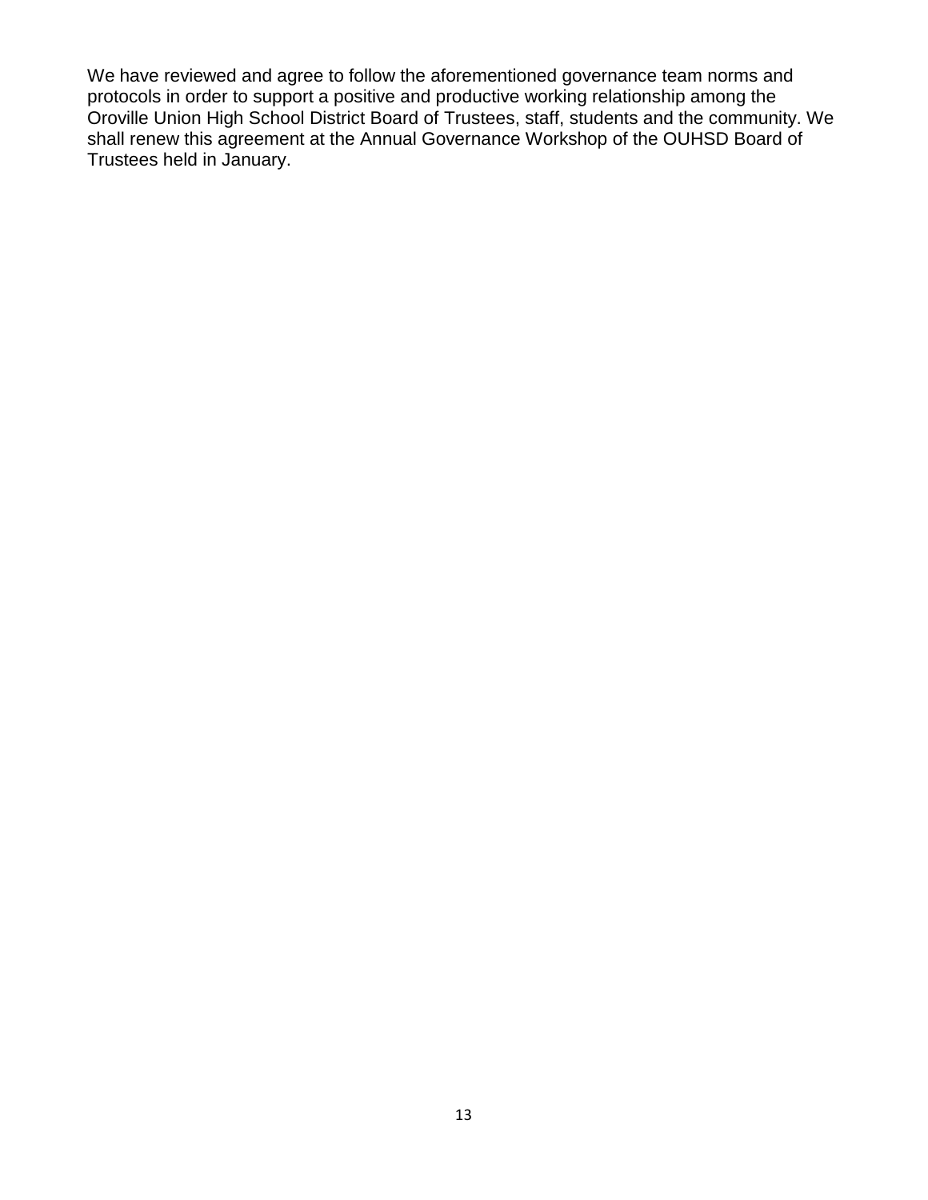We have reviewed and agree to follow the aforementioned governance team norms and protocols in order to support a positive and productive working relationship among the Oroville Union High School District Board of Trustees, staff, students and the community. We shall renew this agreement at the Annual Governance Workshop of the OUHSD Board of Trustees held in January.